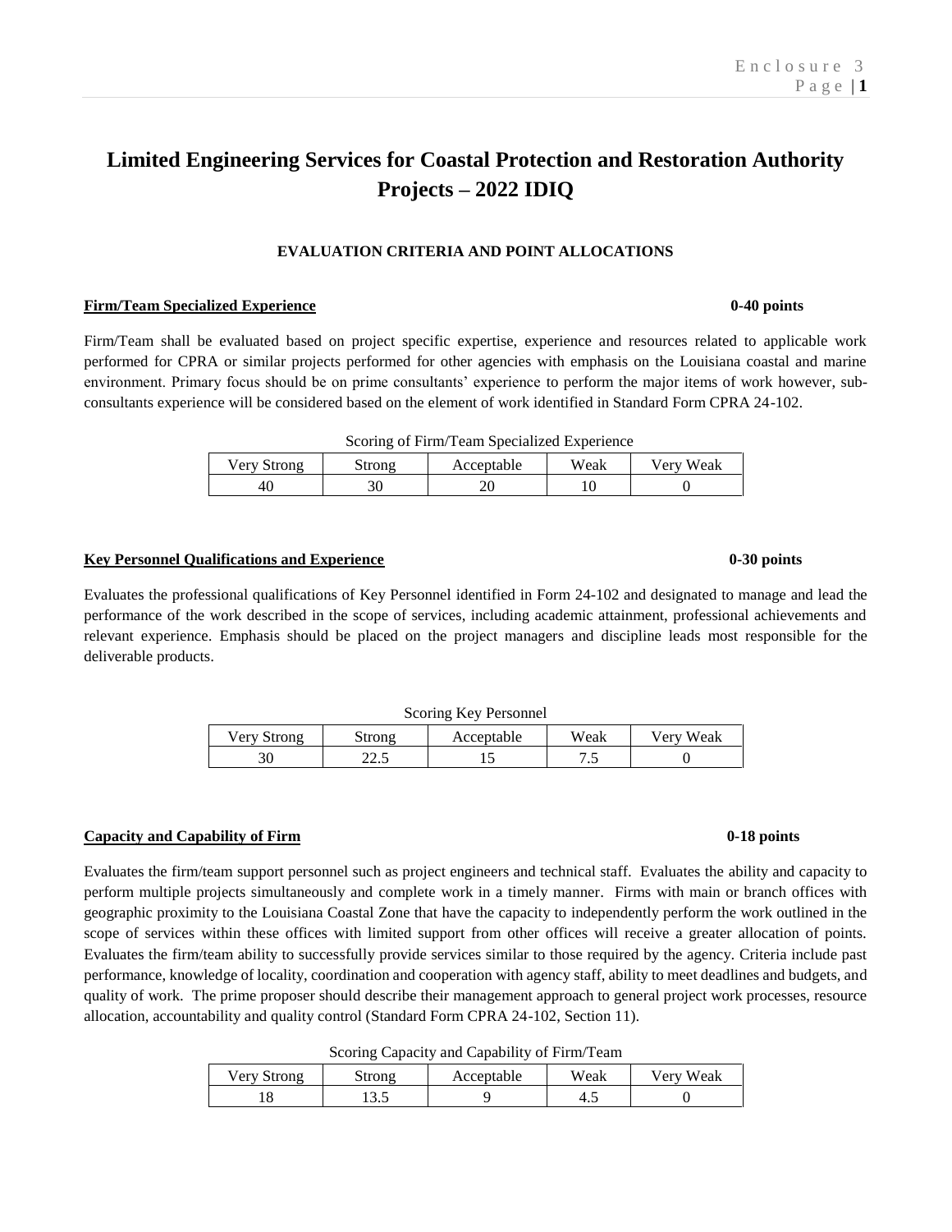# Limited Engineering Services for Coastal Protection and Restoration Authority Projects – 2022 IDIQ

## EVALUATION CRITERIA AND POINT ALLOCATIONS

**Firm/Team Specialized Experience** **0-40 points**

Firm/Team shall be evaluated based on project specific expertise, experience and resources related to applicable work performed for CPRA or similar projects performed for other agencies with emphasis on the Louisiana coastal and marine environment. Primary focus should be on prime consultants' experience to perform the major items of work however, sub-consultants experience will be considered based on the element of work identified in Standard Form CPRA 24-102.

Scoring of Firm/Team Specialized Experience

| Very Strong | Strong | Acceptable | Weak | Very Weak |
|---|---|---|---|---|
| 40 | 30 | 20 | 10 | 0 |

**Key Personnel Qualifications and Experience** **0-30 points**

Evaluates the professional qualifications of Key Personnel identified in Form 24-102 and designated to manage and lead the performance of the work described in the scope of services, including academic attainment, professional achievements and relevant experience. Emphasis should be placed on the project managers and discipline leads most responsible for the deliverable products.

Scoring Key Personnel

| Very Strong | Strong | Acceptable | Weak | Very Weak |
|---|---|---|---|---|
| 30 | 22.5 | 15 | 7.5 | 0 |

**Capacity and Capability of Firm** **0-18 points**

Evaluates the firm/team support personnel such as project engineers and technical staff. Evaluates the ability and capacity to perform multiple projects simultaneously and complete work in a timely manner. Firms with main or branch offices with geographic proximity to the Louisiana Coastal Zone that have the capacity to independently perform the work outlined in the scope of services within these offices with limited support from other offices will receive a greater allocation of points. Evaluates the firm/team ability to successfully provide services similar to those required by the agency. Criteria include past performance, knowledge of locality, coordination and cooperation with agency staff, ability to meet deadlines and budgets, and quality of work. The prime proposer should describe their management approach to general project work processes, resource allocation, accountability and quality control (Standard Form CPRA 24-102, Section 11).

Scoring Capacity and Capability of Firm/Team

| Very Strong | Strong | Acceptable | Weak | Very Weak |
|---|---|---|---|---|
| 18 | 13.5 | 9 | 4.5 | 0 |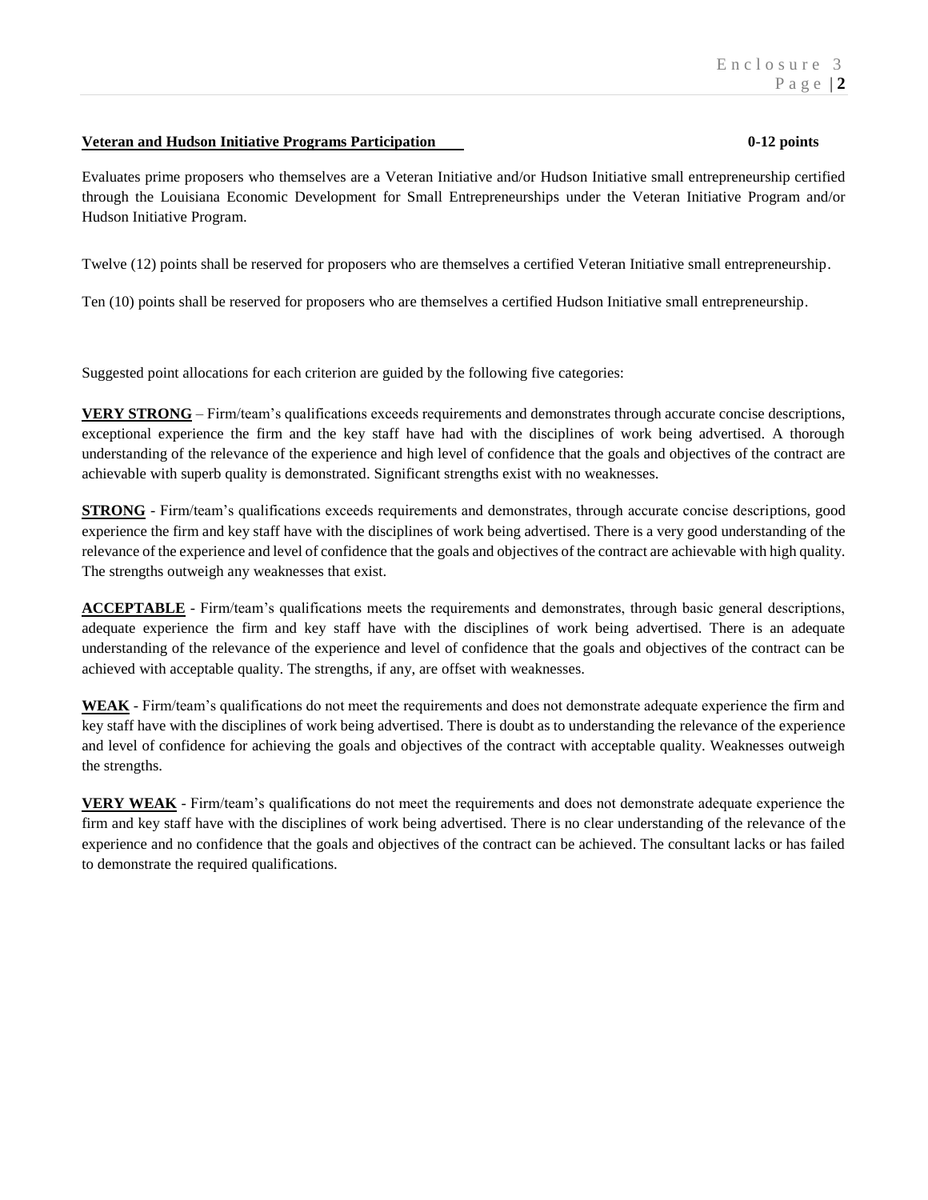**<u>Veteran and Hudson Initiative Programs Participation</u>** **0-12 points**

Evaluates prime proposers who themselves are a Veteran Initiative and/or Hudson Initiative small entrepreneurship certified through the Louisiana Economic Development for Small Entrepreneurships under the Veteran Initiative Program and/or Hudson Initiative Program.

Twelve (12) points shall be reserved for proposers who are themselves a certified Veteran Initiative small entrepreneurship.

Ten (10) points shall be reserved for proposers who are themselves a certified Hudson Initiative small entrepreneurship.

Suggested point allocations for each criterion are guided by the following five categories:

**<u>VERY STRONG</u>** – Firm/team's qualifications exceeds requirements and demonstrates through accurate concise descriptions, exceptional experience the firm and the key staff have had with the disciplines of work being advertised. A thorough understanding of the relevance of the experience and high level of confidence that the goals and objectives of the contract are achievable with superb quality is demonstrated. Significant strengths exist with no weaknesses.

**<u>STRONG</u>** - Firm/team's qualifications exceeds requirements and demonstrates, through accurate concise descriptions, good experience the firm and key staff have with the disciplines of work being advertised. There is a very good understanding of the relevance of the experience and level of confidence that the goals and objectives of the contract are achievable with high quality. The strengths outweigh any weaknesses that exist.

**<u>ACCEPTABLE</u>** - Firm/team's qualifications meets the requirements and demonstrates, through basic general descriptions, adequate experience the firm and key staff have with the disciplines of work being advertised. There is an adequate understanding of the relevance of the experience and level of confidence that the goals and objectives of the contract can be achieved with acceptable quality. The strengths, if any, are offset with weaknesses.

**<u>WEAK</u>** - Firm/team's qualifications do not meet the requirements and does not demonstrate adequate experience the firm and key staff have with the disciplines of work being advertised. There is doubt as to understanding the relevance of the experience and level of confidence for achieving the goals and objectives of the contract with acceptable quality. Weaknesses outweigh the strengths.

**<u>VERY WEAK</u>** - Firm/team's qualifications do not meet the requirements and does not demonstrate adequate experience the firm and key staff have with the disciplines of work being advertised. There is no clear understanding of the relevance of the experience and no confidence that the goals and objectives of the contract can be achieved. The consultant lacks or has failed to demonstrate the required qualifications.